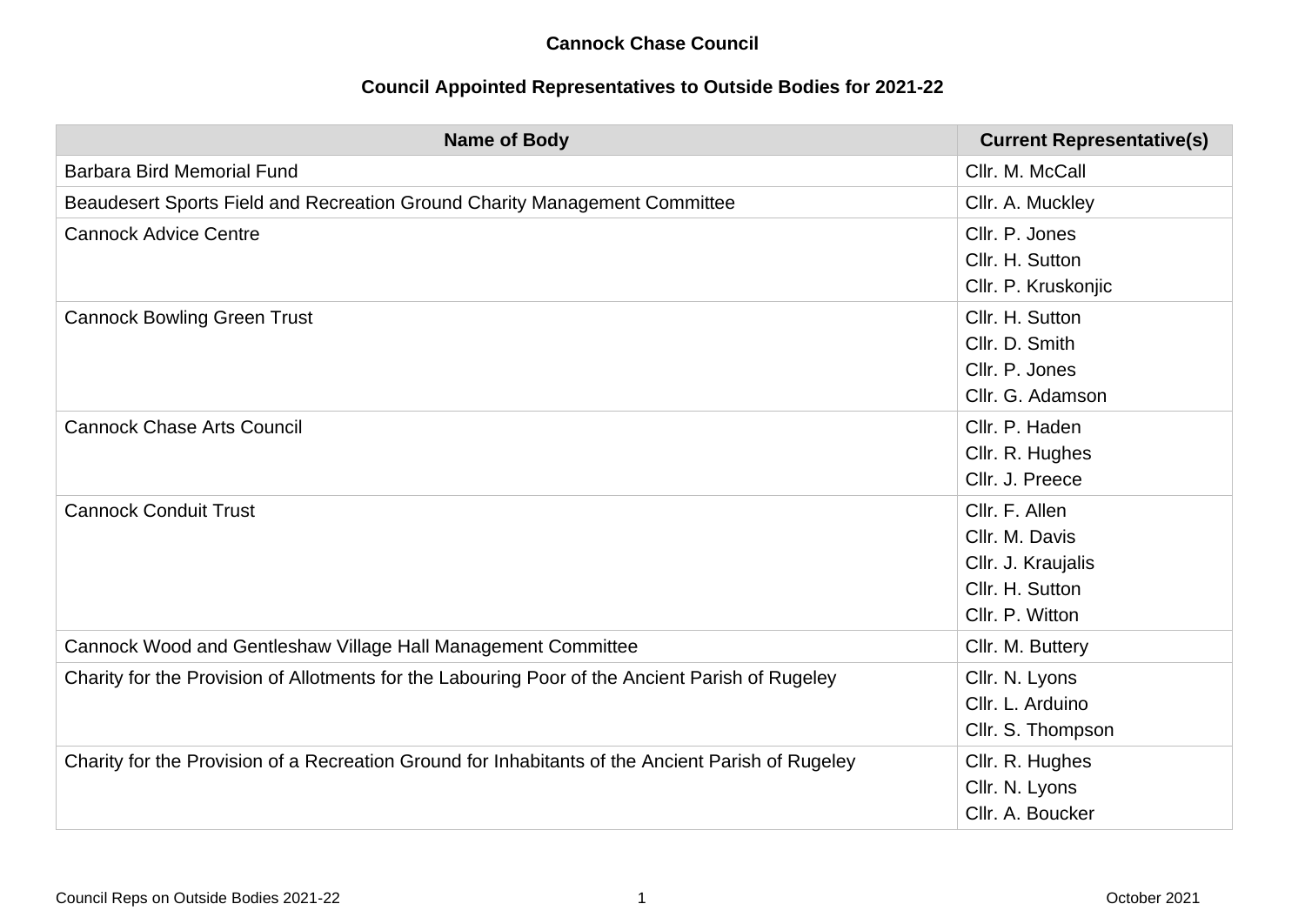**Cannock Chase Council**

**Council Appointed Representatives to Outside Bodies for 2021-22**

| Name of Body | Current Representative(s) |
|---|---|
| Barbara Bird Memorial Fund | Cllr. M. McCall |
| Beaudesert Sports Field and Recreation Ground Charity Management Committee | Cllr. A. Muckley |
| Cannock Advice Centre | Cllr. P. Jones<br>Cllr. H. Sutton<br>Cllr. P. Kruskonjic |
| Cannock Bowling Green Trust | Cllr. H. Sutton<br>Cllr. D. Smith<br>Cllr. P. Jones<br>Cllr. G. Adamson |
| Cannock Chase Arts Council | Cllr. P. Haden<br>Cllr. R. Hughes<br>Cllr. J. Preece |
| Cannock Conduit Trust | Cllr. F. Allen<br>Cllr. M. Davis<br>Cllr. J. Kraujalis<br>Cllr. H. Sutton<br>Cllr. P. Witton |
| Cannock Wood and Gentleshaw Village Hall Management Committee | Cllr. M. Buttery |
| Charity for the Provision of Allotments for the Labouring Poor of the Ancient Parish of Rugeley | Cllr. N. Lyons<br>Cllr. L. Arduino<br>Cllr. S. Thompson |
| Charity for the Provision of a Recreation Ground for Inhabitants of the Ancient Parish of Rugeley | Cllr. R. Hughes<br>Cllr. N. Lyons<br>Cllr. A. Boucker |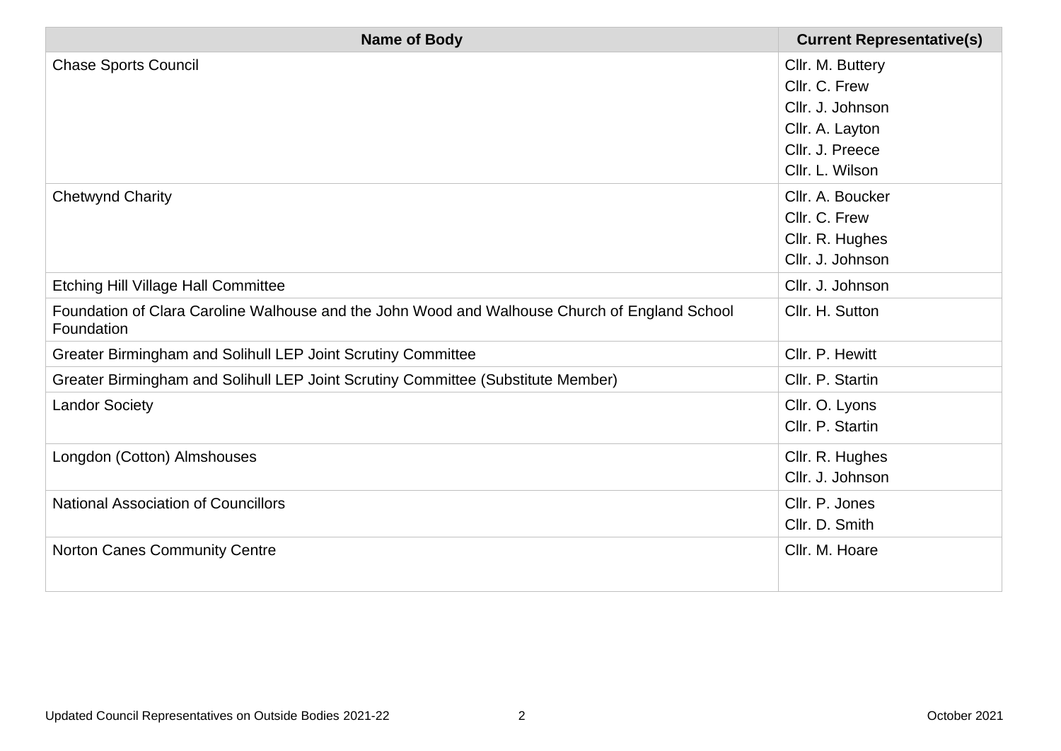| Name of Body | Current Representative(s) |
| --- | --- |
| Chase Sports Council | Cllr. M. Buttery<br>Cllr. C. Frew<br>Cllr. J. Johnson<br>Cllr. A. Layton<br>Cllr. J. Preece<br>Cllr. L. Wilson |
| Chetwynd Charity | Cllr. A. Boucker<br>Cllr. C. Frew<br>Cllr. R. Hughes<br>Cllr. J. Johnson |
| Etching Hill Village Hall Committee | Cllr. J. Johnson |
| Foundation of Clara Caroline Walhouse and the John Wood and Walhouse Church of England School Foundation | Cllr. H. Sutton |
| Greater Birmingham and Solihull LEP Joint Scrutiny Committee | Cllr. P. Hewitt |
| Greater Birmingham and Solihull LEP Joint Scrutiny Committee (Substitute Member) | Cllr. P. Startin |
| Landor Society | Cllr. O. Lyons<br>Cllr. P. Startin |
| Longdon (Cotton) Almshouses | Cllr. R. Hughes<br>Cllr. J. Johnson |
| National Association of Councillors | Cllr. P. Jones<br>Cllr. D. Smith |
| Norton Canes Community Centre | Cllr. M. Hoare |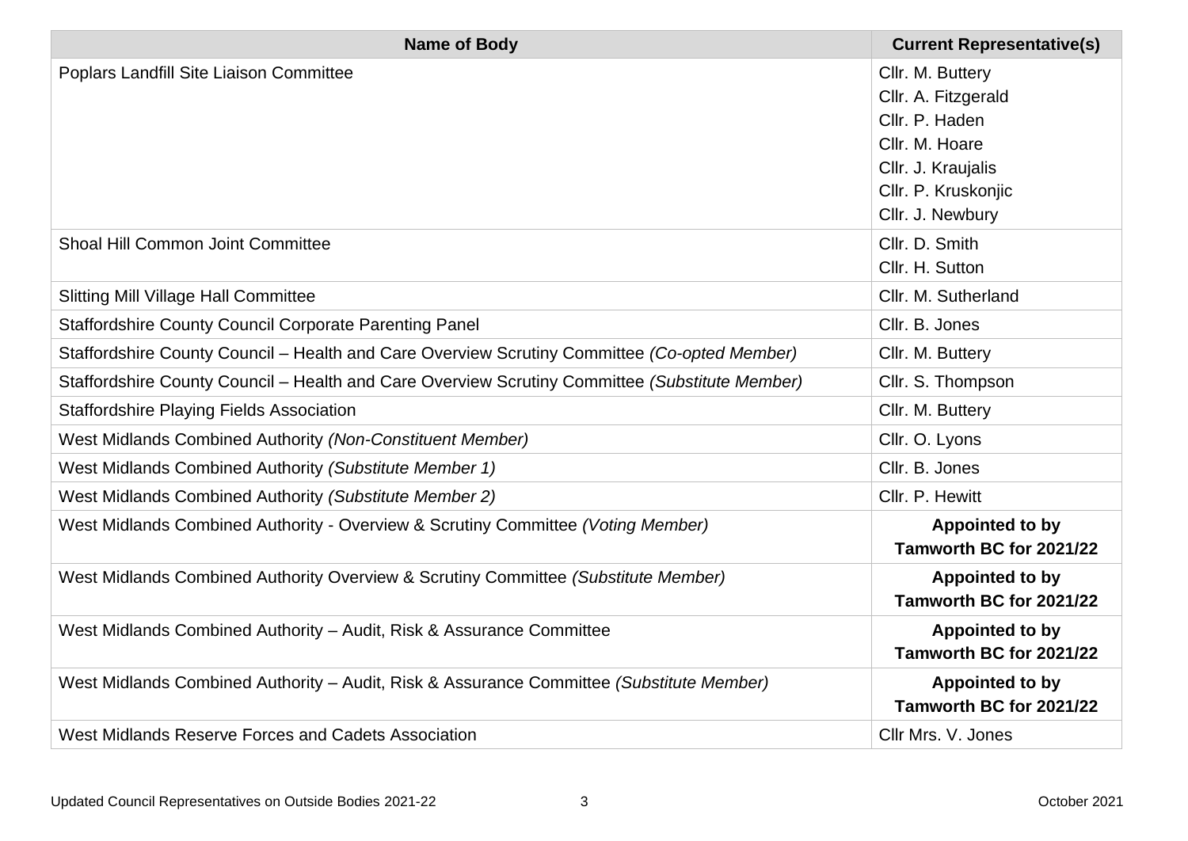| Name of Body | Current Representative(s) |
|---|---|
| Poplars Landfill Site Liaison Committee | Cllr. M. Buttery<br>Cllr. A. Fitzgerald<br>Cllr. P. Haden<br>Cllr. M. Hoare<br>Cllr. J. Kraujalis<br>Cllr. P. Kruskonjic<br>Cllr. J. Newbury |
| Shoal Hill Common Joint Committee | Cllr. D. Smith<br>Cllr. H. Sutton |
| Slitting Mill Village Hall Committee | Cllr. M. Sutherland |
| Staffordshire County Council Corporate Parenting Panel | Cllr. B. Jones |
| Staffordshire County Council – Health and Care Overview Scrutiny Committee *(Co-opted Member)* | Cllr. M. Buttery |
| Staffordshire County Council – Health and Care Overview Scrutiny Committee *(Substitute Member)* | Cllr. S. Thompson |
| Staffordshire Playing Fields Association | Cllr. M. Buttery |
| West Midlands Combined Authority *(Non-Constituent Member)* | Cllr. O. Lyons |
| West Midlands Combined Authority *(Substitute Member 1)* | Cllr. B. Jones |
| West Midlands Combined Authority *(Substitute Member 2)* | Cllr. P. Hewitt |
| West Midlands Combined Authority - Overview & Scrutiny Committee *(Voting Member)* | **Appointed to by Tamworth BC for 2021/22** |
| West Midlands Combined Authority Overview & Scrutiny Committee *(Substitute Member)* | **Appointed to by Tamworth BC for 2021/22** |
| West Midlands Combined Authority – Audit, Risk & Assurance Committee | **Appointed to by Tamworth BC for 2021/22** |
| West Midlands Combined Authority – Audit, Risk & Assurance Committee *(Substitute Member)* | **Appointed to by Tamworth BC for 2021/22** |
| West Midlands Reserve Forces and Cadets Association | Cllr Mrs. V. Jones |